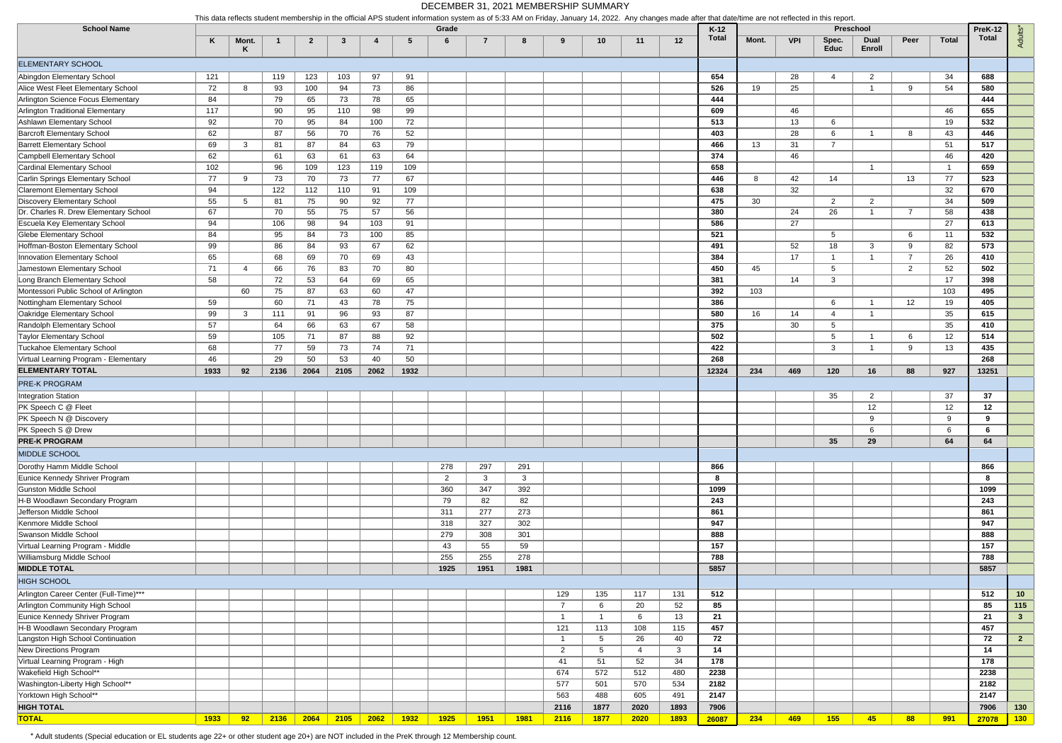# DECEMBER 31, 2021 MEMBERSHIP SUMMARY

This data reflects student membership in the official APS student information system as of 5:33 AM on Friday, January 14, 2022. Any changes made after that date/time are not reflected in this report.

| School Name | Grade | | | | | | | | | | | | | | K-12 Total | Preschool | | | | | | PreK-12 Total | Adults* |
|---|---|---|---|---|---|---|---|---|---|---|---|---|---|---|---|---|---|---|---|---|---|---|---|
| | K | Mont. K | 1 | 2 | 3 | 4 | 5 | 6 | 7 | 8 | 9 | 10 | 11 | 12 | | Mont. | VPI | Spec. Educ | Dual Enroll | Peer | Total | | |
| **ELEMENTARY SCHOOL** | | | | | | | | | | | | | | | | | | | | | | | |
| Abingdon Elementary School | 121 | | 119 | 123 | 103 | 97 | 91 | | | | | | | | 654 | | 28 | 4 | 2 | | 34 | 688 | |
| Alice West Fleet Elementary School | 72 | 8 | 93 | 100 | 94 | 73 | 86 | | | | | | | | 526 | 19 | 25 | | 1 | 9 | 54 | 580 | |
| Arlington Science Focus Elementary | 84 | | 79 | 65 | 73 | 78 | 65 | | | | | | | | 444 | | | | | | | 444 | |
| Arlington Traditional Elementary | 117 | | 90 | 95 | 110 | 98 | 99 | | | | | | | | 609 | | 46 | | | | 46 | 655 | |
| Ashlawn Elementary School | 92 | | 70 | 95 | 84 | 100 | 72 | | | | | | | | 513 | | 13 | 6 | | | 19 | 532 | |
| Barcroft Elementary School | 62 | | 87 | 56 | 70 | 76 | 52 | | | | | | | | 403 | | 28 | 6 | 1 | 8 | 43 | 446 | |
| Barrett Elementary School | 69 | 3 | 81 | 87 | 84 | 63 | 79 | | | | | | | | 466 | 13 | 31 | 7 | | | 51 | 517 | |
| Campbell Elementary School | 62 | | 61 | 63 | 61 | 63 | 64 | | | | | | | | 374 | | 46 | | | | 46 | 420 | |
| Cardinal Elementary School | 102 | | 96 | 109 | 123 | 119 | 109 | | | | | | | | 658 | | | | 1 | | 1 | 659 | |
| Carlin Springs Elementary School | 77 | 9 | 73 | 70 | 73 | 77 | 67 | | | | | | | | 446 | 8 | 42 | 14 | | 13 | 77 | 523 | |
| Claremont Elementary School | 94 | | 122 | 112 | 110 | 91 | 109 | | | | | | | | 638 | | 32 | | | | 32 | 670 | |
| Discovery Elementary School | 55 | 5 | 81 | 75 | 90 | 92 | 77 | | | | | | | | 475 | 30 | | 2 | 2 | | 34 | 509 | |
| Dr. Charles R. Drew Elementary School | 67 | | 70 | 55 | 75 | 57 | 56 | | | | | | | | 380 | | 24 | 26 | 1 | 7 | 58 | 438 | |
| Escuela Key Elementary School | 94 | | 106 | 98 | 94 | 103 | 91 | | | | | | | | 586 | | 27 | | | | 27 | 613 | |
| Glebe Elementary School | 84 | | 95 | 84 | 73 | 100 | 85 | | | | | | | | 521 | | | 5 | | 6 | 11 | 532 | |
| Hoffman-Boston Elementary School | 99 | | 86 | 84 | 93 | 67 | 62 | | | | | | | | 491 | | 52 | 18 | 3 | 9 | 82 | 573 | |
| Innovation Elementary School | 65 | | 68 | 69 | 70 | 69 | 43 | | | | | | | | 384 | | 17 | 1 | 1 | 7 | 26 | 410 | |
| Jamestown Elementary School | 71 | 4 | 66 | 76 | 83 | 70 | 80 | | | | | | | | 450 | 45 | | 5 | | 2 | 52 | 502 | |
| Long Branch Elementary School | 58 | | 72 | 53 | 64 | 69 | 65 | | | | | | | | 381 | | 14 | 3 | | | 17 | 398 | |
| Montessori Public School of Arlington | | 60 | 75 | 87 | 63 | 60 | 47 | | | | | | | | 392 | 103 | | | | | 103 | 495 | |
| Nottingham Elementary School | 59 | | 60 | 71 | 43 | 78 | 75 | | | | | | | | 386 | | | 6 | 1 | 12 | 19 | 405 | |
| Oakridge Elementary School | 99 | 3 | 111 | 91 | 96 | 93 | 87 | | | | | | | | 580 | 16 | 14 | 4 | 1 | | 35 | 615 | |
| Randolph Elementary School | 57 | | 64 | 66 | 63 | 67 | 58 | | | | | | | | 375 | | 30 | 5 | | | 35 | 410 | |
| Taylor Elementary School | 59 | | 105 | 71 | 87 | 88 | 92 | | | | | | | | 502 | | | 5 | 1 | 6 | 12 | 514 | |
| Tuckahoe Elementary School | 68 | | 77 | 59 | 73 | 74 | 71 | | | | | | | | 422 | | | 3 | 1 | 9 | 13 | 435 | |
| Virtual Learning Program - Elementary | 46 | | 29 | 50 | 53 | 40 | 50 | | | | | | | | 268 | | | | | | | 268 | |
| **ELEMENTARY TOTAL** | **1933** | **92** | **2136** | **2064** | **2105** | **2062** | **1932** | | | | | | | | **12324** | **234** | **469** | **120** | **16** | **88** | **927** | **13251** | |
| **PRE-K PROGRAM** | | | | | | | | | | | | | | | | | | | | | | | |
| Integration Station | | | | | | | | | | | | | | | | | | 35 | 2 | | 37 | 37 | |
| PK Speech C @ Fleet | | | | | | | | | | | | | | | | | | | 12 | | 12 | 12 | |
| PK Speech N @ Discovery | | | | | | | | | | | | | | | | | | | 9 | | 9 | 9 | |
| PK Speech S @ Drew | | | | | | | | | | | | | | | | | | | 6 | | 6 | 6 | |
| **PRE-K PROGRAM** | | | | | | | | | | | | | | | | | | **35** | **29** | | **64** | **64** | |
| **MIDDLE SCHOOL** | | | | | | | | | | | | | | | | | | | | | | | |
| Dorothy Hamm Middle School | | | | | | | | 278 | 297 | 291 | | | | | 866 | | | | | | | 866 | |
| Eunice Kennedy Shriver Program | | | | | | | | 2 | 3 | 3 | | | | | 8 | | | | | | | 8 | |
| Gunston Middle School | | | | | | | | 360 | 347 | 392 | | | | | 1099 | | | | | | | 1099 | |
| H-B Woodlawn Secondary Program | | | | | | | | 79 | 82 | 82 | | | | | 243 | | | | | | | 243 | |
| Jefferson Middle School | | | | | | | | 311 | 277 | 273 | | | | | 861 | | | | | | | 861 | |
| Kenmore Middle School | | | | | | | | 318 | 327 | 302 | | | | | 947 | | | | | | | 947 | |
| Swanson Middle School | | | | | | | | 279 | 308 | 301 | | | | | 888 | | | | | | | 888 | |
| Virtual Learning Program - Middle | | | | | | | | 43 | 55 | 59 | | | | | 157 | | | | | | | 157 | |
| Williamsburg Middle School | | | | | | | | 255 | 255 | 278 | | | | | 788 | | | | | | | 788 | |
| **MIDDLE TOTAL** | | | | | | | | **1925** | **1951** | **1981** | | | | | **5857** | | | | | | | **5857** | |
| **HIGH SCHOOL** | | | | | | | | | | | | | | | | | | | | | | | |
| Arlington Career Center (Full-Time)*** | | | | | | | | | | | 129 | 135 | 117 | 131 | 512 | | | | | | | 512 | 10 |
| Arlington Community High School | | | | | | | | | | | 7 | 6 | 20 | 52 | 85 | | | | | | | 85 | 115 |
| Eunice Kennedy Shriver Program | | | | | | | | | | | 1 | 1 | 6 | 13 | 21 | | | | | | | 21 | 3 |
| H-B Woodlawn Secondary Program | | | | | | | | | | | 121 | 113 | 108 | 115 | 457 | | | | | | | 457 | |
| Langston High School Continuation | | | | | | | | | | | 1 | 5 | 26 | 40 | 72 | | | | | | | 72 | 2 |
| New Directions Program | | | | | | | | | | | 2 | 5 | 4 | 3 | 14 | | | | | | | 14 | |
| Virtual Learning Program - High | | | | | | | | | | | 41 | 51 | 52 | 34 | 178 | | | | | | | 178 | |
| Wakefield High School** | | | | | | | | | | | 674 | 572 | 512 | 480 | 2238 | | | | | | | 2238 | |
| Washington-Liberty High School** | | | | | | | | | | | 577 | 501 | 570 | 534 | 2182 | | | | | | | 2182 | |
| Yorktown High School** | | | | | | | | | | | 563 | 488 | 605 | 491 | 2147 | | | | | | | 2147 | |
| **HIGH TOTAL** | | | | | | | | | | | **2116** | **1877** | **2020** | **1893** | **7906** | | | | | | | **7906** | **130** |
| **TOTAL** | **1933** | **92** | **2136** | **2064** | **2105** | **2062** | **1932** | **1925** | **1951** | **1981** | **2116** | **1877** | **2020** | **1893** | **26087** | **234** | **469** | **155** | **45** | **88** | **991** | **27078** | **130** |

* Adult students (Special education or EL students age 22+ or other student age 20+) are NOT included in the PreK through 12 Membership count.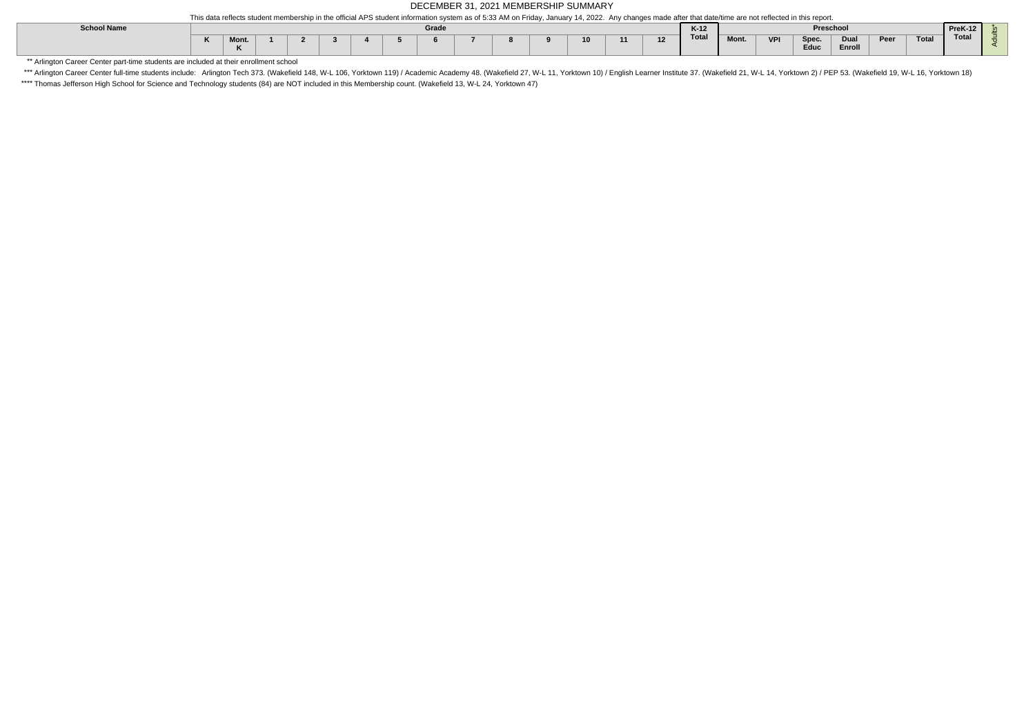DECEMBER 31, 2021 MEMBERSHIP SUMMARY

This data reflects student membership in the official APS student information system as of 5:33 AM on Friday, January 14, 2022. Any changes made after that date/time are not reflected in this report.

| School Name | Grade | | | | | | | | | | | | | | K-12 | Preschool | | | | | | PreK-12 | Adults* |
|---|---|---|---|---|---|---|---|---|---|---|---|---|---|---|---|---|---|---|---|---|---|---|---|
| | K | Mont. K | 1 | 2 | 3 | 4 | 5 | 6 | 7 | 8 | 9 | 10 | 11 | 12 | Total | Mont. | VPI | Spec. Educ | Dual Enroll | Peer | Total | Total | |

** Arlington Career Center part-time students are included at their enrollment school

*** Arlington Career Center full-time students include: Arlington Tech 373. (Wakefield 148, W-L 106, Yorktown 119) / Academic Academy 48. (Wakefield 27, W-L 11, Yorktown 10) / English Learner Institute 37. (Wakefield 21, W-L 14, Yorktown 2) / PEP 53. (Wakefield 19, W-L 16, Yorktown 18)

**** Thomas Jefferson High School for Science and Technology students (84) are NOT included in this Membership count. (Wakefield 13, W-L 24, Yorktown 47)